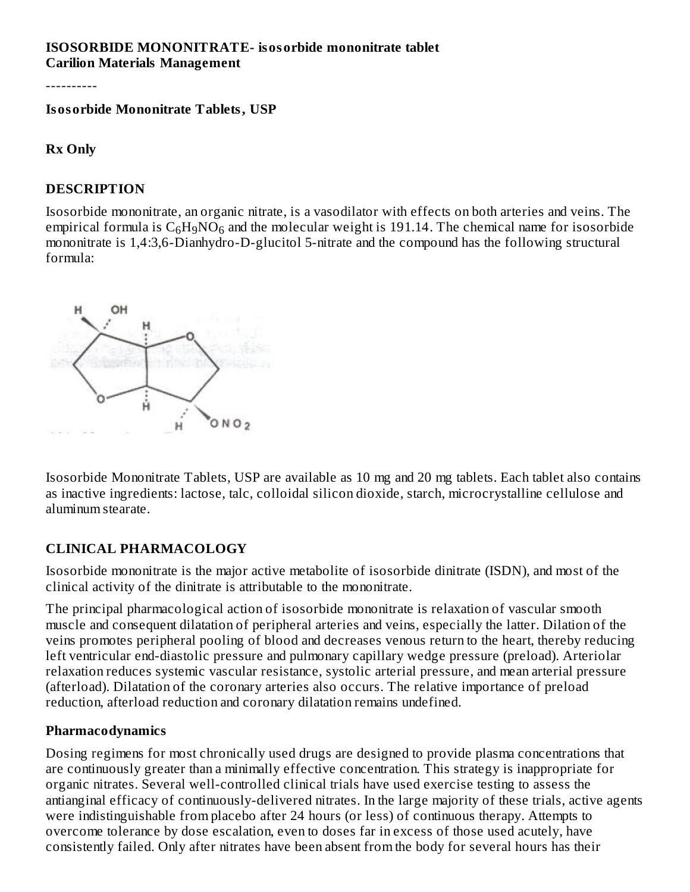**ISOSORBIDE MONONITRATE- isosorbide mononitrate tablet**
**Carilion Materials Management**

----------

**Isosorbide Mononitrate Tablets, USP**

**Rx Only**

## DESCRIPTION

Isosorbide mononitrate, an organic nitrate, is a vasodilator with effects on both arteries and veins. The empirical formula is $C_6H_9NO_6$ and the molecular weight is 191.14. The chemical name for isosorbide mononitrate is 1,4:3,6-Dianhydro-D-glucitol 5-nitrate and the compound has the following structural formula:

Isosorbide Mononitrate Tablets, USP are available as 10 mg and 20 mg tablets. Each tablet also contains as inactive ingredients: lactose, talc, colloidal silicon dioxide, starch, microcrystalline cellulose and aluminum stearate.

## CLINICAL PHARMACOLOGY

Isosorbide mononitrate is the major active metabolite of isosorbide dinitrate (ISDN), and most of the clinical activity of the dinitrate is attributable to the mononitrate.

The principal pharmacological action of isosorbide mononitrate is relaxation of vascular smooth muscle and consequent dilatation of peripheral arteries and veins, especially the latter. Dilation of the veins promotes peripheral pooling of blood and decreases venous return to the heart, thereby reducing left ventricular end-diastolic pressure and pulmonary capillary wedge pressure (preload). Arteriolar relaxation reduces systemic vascular resistance, systolic arterial pressure, and mean arterial pressure (afterload). Dilatation of the coronary arteries also occurs. The relative importance of preload reduction, afterload reduction and coronary dilatation remains undefined.

### Pharmacodynamics

Dosing regimens for most chronically used drugs are designed to provide plasma concentrations that are continuously greater than a minimally effective concentration. This strategy is inappropriate for organic nitrates. Several well-controlled clinical trials have used exercise testing to assess the antianginal efficacy of continuously-delivered nitrates. In the large majority of these trials, active agents were indistinguishable from placebo after 24 hours (or less) of continuous therapy. Attempts to overcome tolerance by dose escalation, even to doses far in excess of those used acutely, have consistently failed. Only after nitrates have been absent from the body for several hours has their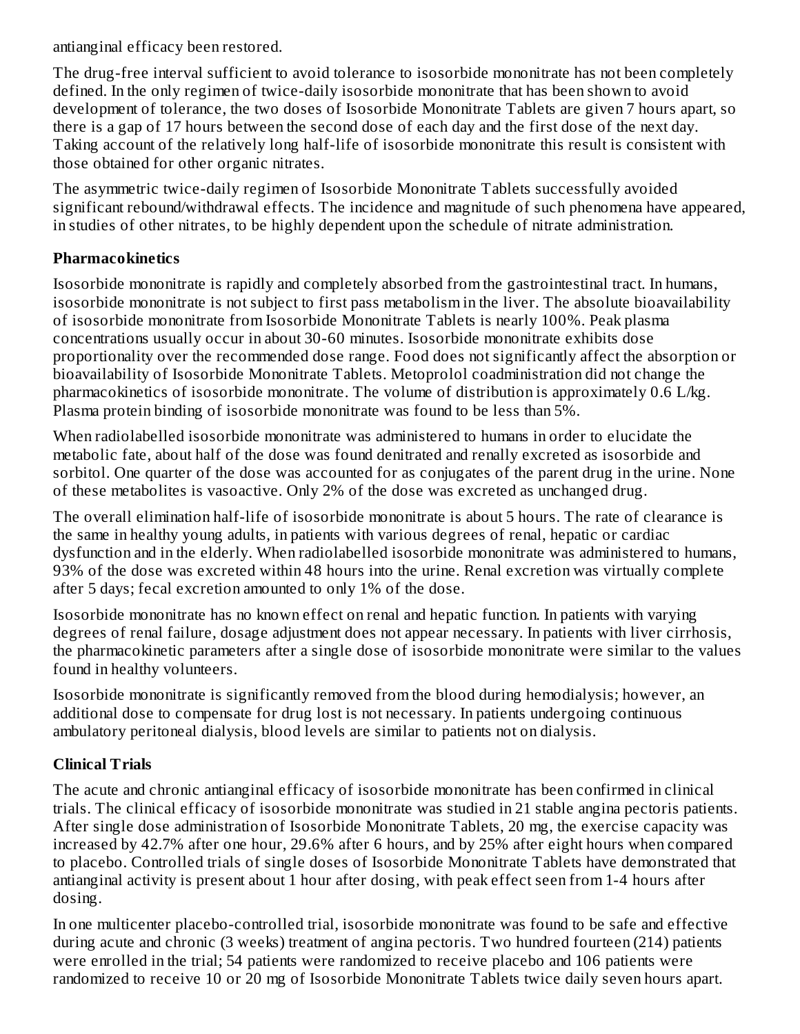antianginal efficacy been restored.

The drug-free interval sufficient to avoid tolerance to isosorbide mononitrate has not been completely defined. In the only regimen of twice-daily isosorbide mononitrate that has been shown to avoid development of tolerance, the two doses of Isosorbide Mononitrate Tablets are given 7 hours apart, so there is a gap of 17 hours between the second dose of each day and the first dose of the next day. Taking account of the relatively long half-life of isosorbide mononitrate this result is consistent with those obtained for other organic nitrates.

The asymmetric twice-daily regimen of Isosorbide Mononitrate Tablets successfully avoided significant rebound/withdrawal effects. The incidence and magnitude of such phenomena have appeared, in studies of other nitrates, to be highly dependent upon the schedule of nitrate administration.

## Pharmacokinetics

Isosorbide mononitrate is rapidly and completely absorbed from the gastrointestinal tract. In humans, isosorbide mononitrate is not subject to first pass metabolism in the liver. The absolute bioavailability of isosorbide mononitrate from Isosorbide Mononitrate Tablets is nearly 100%. Peak plasma concentrations usually occur in about 30-60 minutes. Isosorbide mononitrate exhibits dose proportionality over the recommended dose range. Food does not significantly affect the absorption or bioavailability of Isosorbide Mononitrate Tablets. Metoprolol coadministration did not change the pharmacokinetics of isosorbide mononitrate. The volume of distribution is approximately 0.6 L/kg. Plasma protein binding of isosorbide mononitrate was found to be less than 5%.

When radiolabelled isosorbide mononitrate was administered to humans in order to elucidate the metabolic fate, about half of the dose was found denitrated and renally excreted as isosorbide and sorbitol. One quarter of the dose was accounted for as conjugates of the parent drug in the urine. None of these metabolites is vasoactive. Only 2% of the dose was excreted as unchanged drug.

The overall elimination half-life of isosorbide mononitrate is about 5 hours. The rate of clearance is the same in healthy young adults, in patients with various degrees of renal, hepatic or cardiac dysfunction and in the elderly. When radiolabelled isosorbide mononitrate was administered to humans, 93% of the dose was excreted within 48 hours into the urine. Renal excretion was virtually complete after 5 days; fecal excretion amounted to only 1% of the dose.

Isosorbide mononitrate has no known effect on renal and hepatic function. In patients with varying degrees of renal failure, dosage adjustment does not appear necessary. In patients with liver cirrhosis, the pharmacokinetic parameters after a single dose of isosorbide mononitrate were similar to the values found in healthy volunteers.

Isosorbide mononitrate is significantly removed from the blood during hemodialysis; however, an additional dose to compensate for drug lost is not necessary. In patients undergoing continuous ambulatory peritoneal dialysis, blood levels are similar to patients not on dialysis.

## Clinical Trials

The acute and chronic antianginal efficacy of isosorbide mononitrate has been confirmed in clinical trials. The clinical efficacy of isosorbide mononitrate was studied in 21 stable angina pectoris patients. After single dose administration of Isosorbide Mononitrate Tablets, 20 mg, the exercise capacity was increased by 42.7% after one hour, 29.6% after 6 hours, and by 25% after eight hours when compared to placebo. Controlled trials of single doses of Isosorbide Mononitrate Tablets have demonstrated that antianginal activity is present about 1 hour after dosing, with peak effect seen from 1-4 hours after dosing.

In one multicenter placebo-controlled trial, isosorbide mononitrate was found to be safe and effective during acute and chronic (3 weeks) treatment of angina pectoris. Two hundred fourteen (214) patients were enrolled in the trial; 54 patients were randomized to receive placebo and 106 patients were randomized to receive 10 or 20 mg of Isosorbide Mononitrate Tablets twice daily seven hours apart.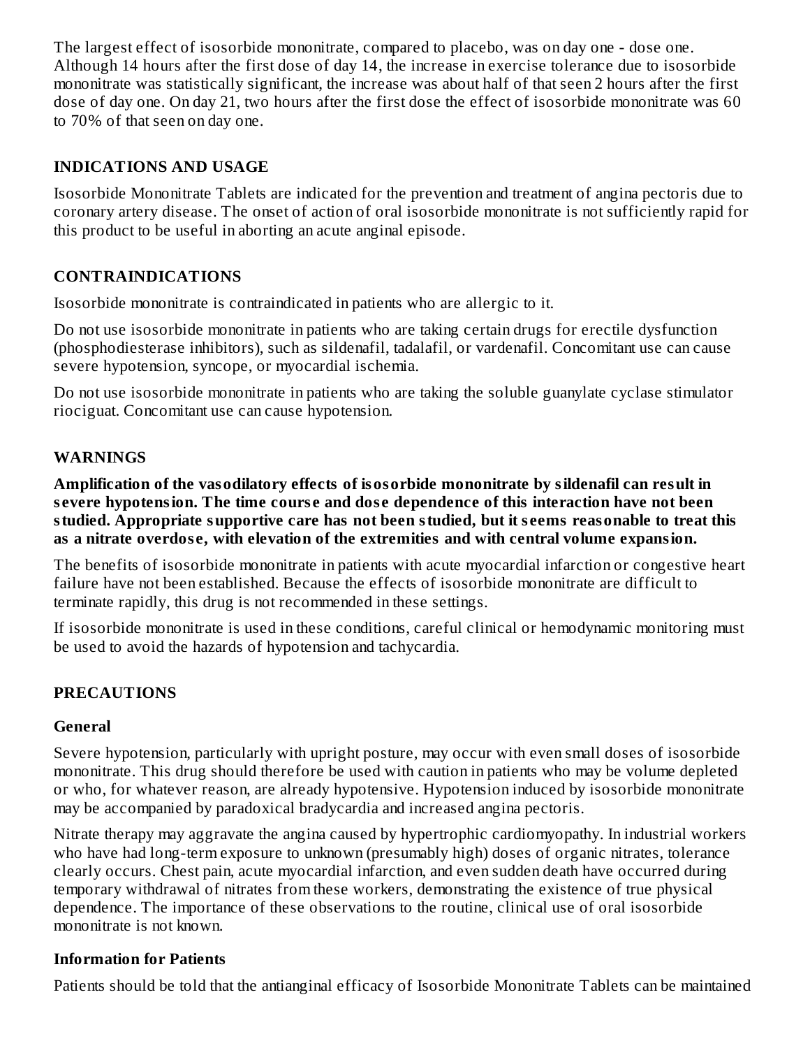The largest effect of isosorbide mononitrate, compared to placebo, was on day one - dose one. Although 14 hours after the first dose of day 14, the increase in exercise tolerance due to isosorbide mononitrate was statistically significant, the increase was about half of that seen 2 hours after the first dose of day one. On day 21, two hours after the first dose the effect of isosorbide mononitrate was 60 to 70% of that seen on day one.

## INDICATIONS AND USAGE

Isosorbide Mononitrate Tablets are indicated for the prevention and treatment of angina pectoris due to coronary artery disease. The onset of action of oral isosorbide mononitrate is not sufficiently rapid for this product to be useful in aborting an acute anginal episode.

## CONTRAINDICATIONS

Isosorbide mononitrate is contraindicated in patients who are allergic to it.

Do not use isosorbide mononitrate in patients who are taking certain drugs for erectile dysfunction (phosphodiesterase inhibitors), such as sildenafil, tadalafil, or vardenafil. Concomitant use can cause severe hypotension, syncope, or myocardial ischemia.

Do not use isosorbide mononitrate in patients who are taking the soluble guanylate cyclase stimulator riociguat. Concomitant use can cause hypotension.

## WARNINGS

**Amplification of the vasodilatory effects of isosorbide mononitrate by sildenafil can result in severe hypotension. The time course and dose dependence of this interaction have not been studied. Appropriate supportive care has not been studied, but it seems reasonable to treat this as a nitrate overdose, with elevation of the extremities and with central volume expansion.**

The benefits of isosorbide mononitrate in patients with acute myocardial infarction or congestive heart failure have not been established. Because the effects of isosorbide mononitrate are difficult to terminate rapidly, this drug is not recommended in these settings.

If isosorbide mononitrate is used in these conditions, careful clinical or hemodynamic monitoring must be used to avoid the hazards of hypotension and tachycardia.

## PRECAUTIONS

### General

Severe hypotension, particularly with upright posture, may occur with even small doses of isosorbide mononitrate. This drug should therefore be used with caution in patients who may be volume depleted or who, for whatever reason, are already hypotensive. Hypotension induced by isosorbide mononitrate may be accompanied by paradoxical bradycardia and increased angina pectoris.

Nitrate therapy may aggravate the angina caused by hypertrophic cardiomyopathy. In industrial workers who have had long-term exposure to unknown (presumably high) doses of organic nitrates, tolerance clearly occurs. Chest pain, acute myocardial infarction, and even sudden death have occurred during temporary withdrawal of nitrates from these workers, demonstrating the existence of true physical dependence. The importance of these observations to the routine, clinical use of oral isosorbide mononitrate is not known.

### Information for Patients

Patients should be told that the antianginal efficacy of Isosorbide Mononitrate Tablets can be maintained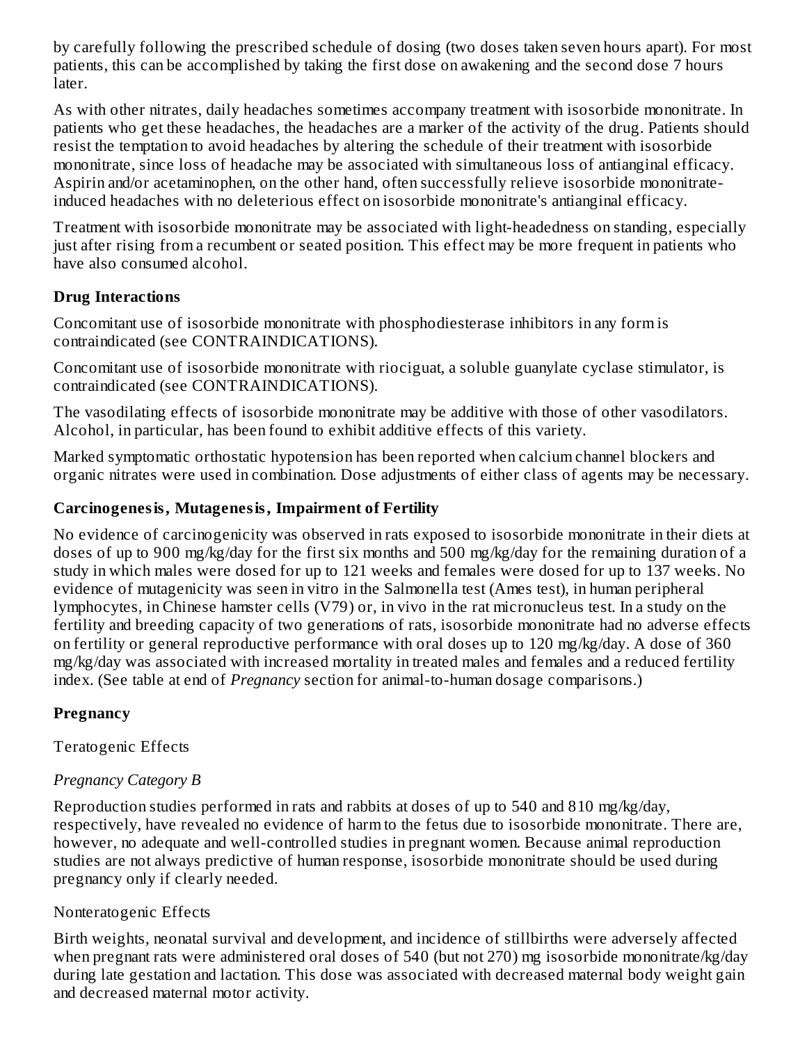by carefully following the prescribed schedule of dosing (two doses taken seven hours apart). For most patients, this can be accomplished by taking the first dose on awakening and the second dose 7 hours later.

As with other nitrates, daily headaches sometimes accompany treatment with isosorbide mononitrate. In patients who get these headaches, the headaches are a marker of the activity of the drug. Patients should resist the temptation to avoid headaches by altering the schedule of their treatment with isosorbide mononitrate, since loss of headache may be associated with simultaneous loss of antianginal efficacy. Aspirin and/or acetaminophen, on the other hand, often successfully relieve isosorbide mononitrate-induced headaches with no deleterious effect on isosorbide mononitrate's antianginal efficacy.

Treatment with isosorbide mononitrate may be associated with light-headedness on standing, especially just after rising from a recumbent or seated position. This effect may be more frequent in patients who have also consumed alcohol.

### Drug Interactions

Concomitant use of isosorbide mononitrate with phosphodiesterase inhibitors in any form is contraindicated (see CONTRAINDICATIONS).

Concomitant use of isosorbide mononitrate with riociguat, a soluble guanylate cyclase stimulator, is contraindicated (see CONTRAINDICATIONS).

The vasodilating effects of isosorbide mononitrate may be additive with those of other vasodilators. Alcohol, in particular, has been found to exhibit additive effects of this variety.

Marked symptomatic orthostatic hypotension has been reported when calcium channel blockers and organic nitrates were used in combination. Dose adjustments of either class of agents may be necessary.

### Carcinogenesis, Mutagenesis, Impairment of Fertility

No evidence of carcinogenicity was observed in rats exposed to isosorbide mononitrate in their diets at doses of up to 900 mg/kg/day for the first six months and 500 mg/kg/day for the remaining duration of a study in which males were dosed for up to 121 weeks and females were dosed for up to 137 weeks. No evidence of mutagenicity was seen in vitro in the Salmonella test (Ames test), in human peripheral lymphocytes, in Chinese hamster cells (V79) or, in vivo in the rat micronucleus test. In a study on the fertility and breeding capacity of two generations of rats, isosorbide mononitrate had no adverse effects on fertility or general reproductive performance with oral doses up to 120 mg/kg/day. A dose of 360 mg/kg/day was associated with increased mortality in treated males and females and a reduced fertility index. (See table at end of *Pregnancy* section for animal-to-human dosage comparisons.)

### Pregnancy

Teratogenic Effects

*Pregnancy Category B*

Reproduction studies performed in rats and rabbits at doses of up to 540 and 810 mg/kg/day, respectively, have revealed no evidence of harm to the fetus due to isosorbide mononitrate. There are, however, no adequate and well-controlled studies in pregnant women. Because animal reproduction studies are not always predictive of human response, isosorbide mononitrate should be used during pregnancy only if clearly needed.

Nonteratogenic Effects

Birth weights, neonatal survival and development, and incidence of stillbirths were adversely affected when pregnant rats were administered oral doses of 540 (but not 270) mg isosorbide mononitrate/kg/day during late gestation and lactation. This dose was associated with decreased maternal body weight gain and decreased maternal motor activity.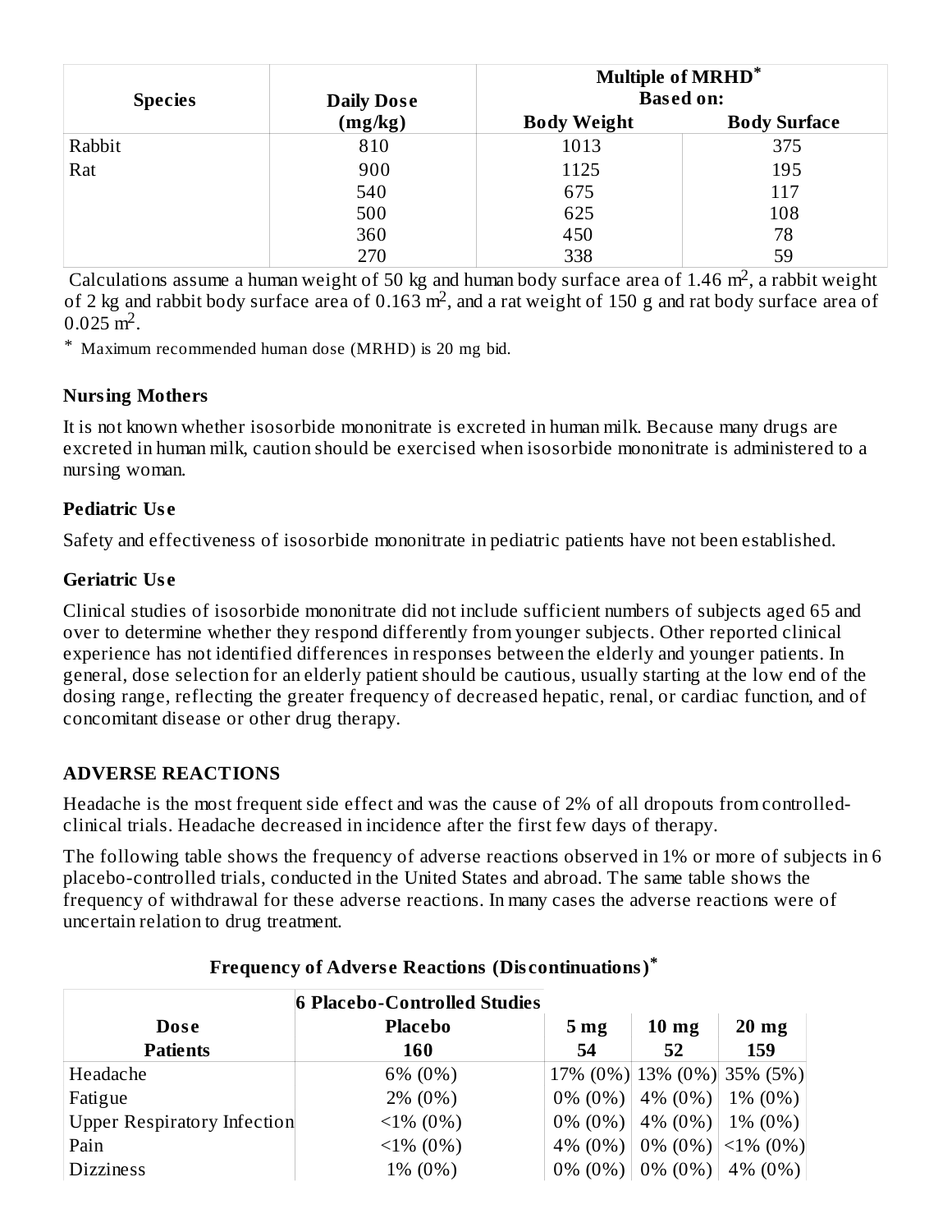| Species | Daily Dose (mg/kg) | Multiple of MRHD* Based on: | |
|---|---|---|---|
| | | Body Weight | Body Surface |
| Rabbit | 810 | 1013 | 375 |
| Rat | 900 | 1125 | 195 |
| | 540 | 675 | 117 |
| | 500 | 625 | 108 |
| | 360 | 450 | 78 |
| | 270 | 338 | 59 |

Calculations assume a human weight of 50 kg and human body surface area of 1.46 $m^2$, a rabbit weight of 2 kg and rabbit body surface area of 0.163 $m^2$, and a rat weight of 150 g and rat body surface area of 0.025 $m^2$.

* Maximum recommended human dose (MRHD) is 20 mg bid.

### Nursing Mothers

It is not known whether isosorbide mononitrate is excreted in human milk. Because many drugs are excreted in human milk, caution should be exercised when isosorbide mononitrate is administered to a nursing woman.

### Pediatric Use

Safety and effectiveness of isosorbide mononitrate in pediatric patients have not been established.

### Geriatric Use

Clinical studies of isosorbide mononitrate did not include sufficient numbers of subjects aged 65 and over to determine whether they respond differently from younger subjects. Other reported clinical experience has not identified differences in responses between the elderly and younger patients. In general, dose selection for an elderly patient should be cautious, usually starting at the low end of the dosing range, reflecting the greater frequency of decreased hepatic, renal, or cardiac function, and of concomitant disease or other drug therapy.

## ADVERSE REACTIONS

Headache is the most frequent side effect and was the cause of 2% of all dropouts from controlled-clinical trials. Headache decreased in incidence after the first few days of therapy.

The following table shows the frequency of adverse reactions observed in 1% or more of subjects in 6 placebo-controlled trials, conducted in the United States and abroad. The same table shows the frequency of withdrawal for these adverse reactions. In many cases the adverse reactions were of uncertain relation to drug treatment.

**Frequency of Adverse Reactions (Discontinuations)***

| | 6 Placebo-Controlled Studies | | | |
|---|---|---|---|---|
| **Dose** | **Placebo** | **5 mg** | **10 mg** | **20 mg** |
| **Patients** | **160** | **54** | **52** | **159** |
| Headache | 6% (0%) | 17% (0%) | 13% (0%) | 35% (5%) |
| Fatigue | 2% (0%) | 0% (0%) | 4% (0%) | 1% (0%) |
| Upper Respiratory Infection | <1% (0%) | 0% (0%) | 4% (0%) | 1% (0%) |
| Pain | <1% (0%) | 4% (0%) | 0% (0%) | <1% (0%) |
| Dizziness | 1% (0%) | 0% (0%) | 0% (0%) | 4% (0%) |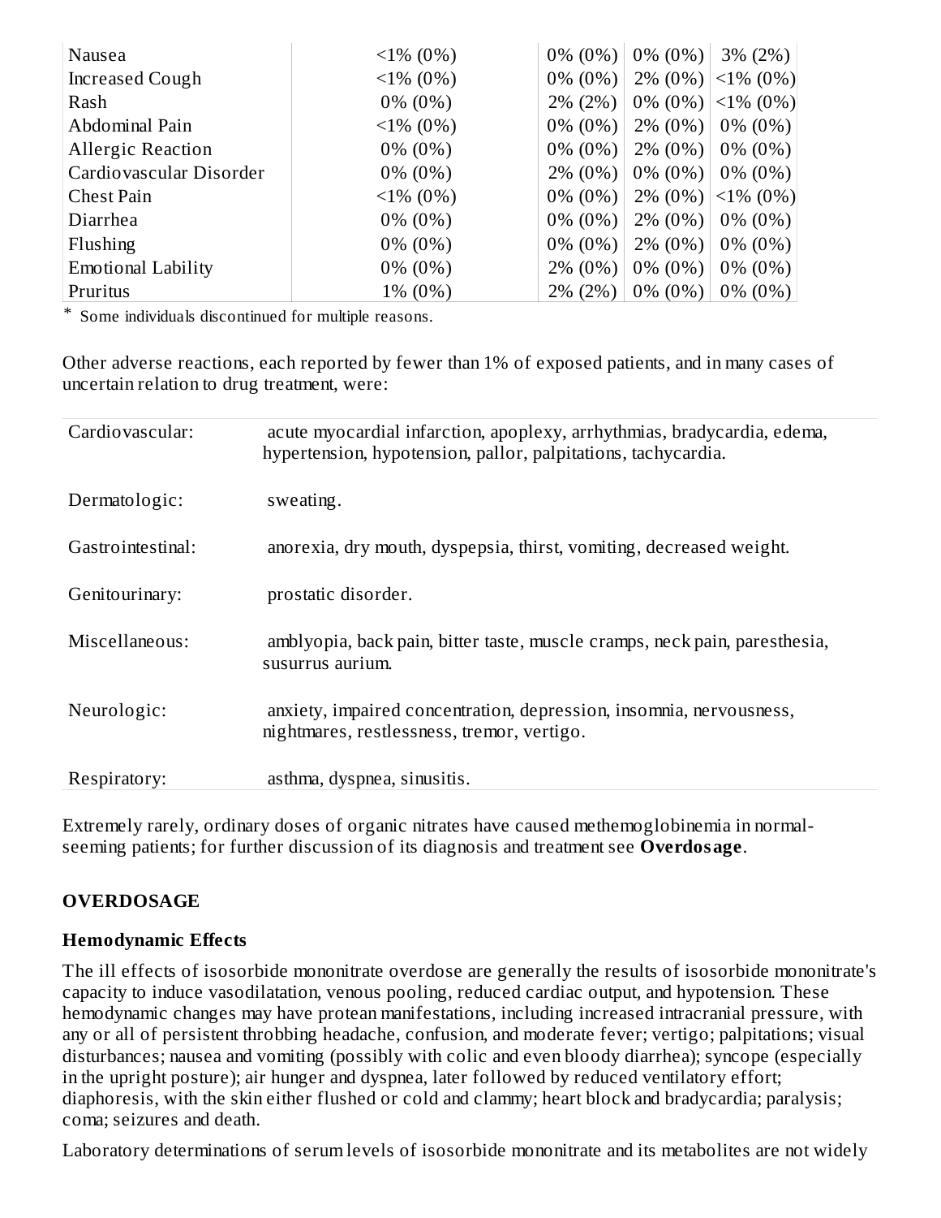| | | | | |
|---|---|---|---|---|
| Nausea | <1% (0%) | 0% (0%) | 0% (0%) | 3% (2%) |
| Increased Cough | <1% (0%) | 0% (0%) | 2% (0%) | <1% (0%) |
| Rash | 0% (0%) | 2% (2%) | 0% (0%) | <1% (0%) |
| Abdominal Pain | <1% (0%) | 0% (0%) | 2% (0%) | 0% (0%) |
| Allergic Reaction | 0% (0%) | 0% (0%) | 2% (0%) | 0% (0%) |
| Cardiovascular Disorder | 0% (0%) | 2% (0%) | 0% (0%) | 0% (0%) |
| Chest Pain | <1% (0%) | 0% (0%) | 2% (0%) | <1% (0%) |
| Diarrhea | 0% (0%) | 0% (0%) | 2% (0%) | 0% (0%) |
| Flushing | 0% (0%) | 0% (0%) | 2% (0%) | 0% (0%) |
| Emotional Lability | 0% (0%) | 2% (0%) | 0% (0%) | 0% (0%) |
| Pruritus | 1% (0%) | 2% (2%) | 0% (0%) | 0% (0%) |

* Some individuals discontinued for multiple reasons.

Other adverse reactions, each reported by fewer than 1% of exposed patients, and in many cases of uncertain relation to drug treatment, were:

| | |
|---|---|
| Cardiovascular: | acute myocardial infarction, apoplexy, arrhythmias, bradycardia, edema, hypertension, hypotension, pallor, palpitations, tachycardia. |
| Dermatologic: | sweating. |
| Gastrointestinal: | anorexia, dry mouth, dyspepsia, thirst, vomiting, decreased weight. |
| Genitourinary: | prostatic disorder. |
| Miscellaneous: | amblyopia, back pain, bitter taste, muscle cramps, neck pain, paresthesia, susurrus aurium. |
| Neurologic: | anxiety, impaired concentration, depression, insomnia, nervousness, nightmares, restlessness, tremor, vertigo. |
| Respiratory: | asthma, dyspnea, sinusitis. |

Extremely rarely, ordinary doses of organic nitrates have caused methemoglobinemia in normal-seeming patients; for further discussion of its diagnosis and treatment see **Overdosage**.

## OVERDOSAGE

### Hemodynamic Effects

The ill effects of isosorbide mononitrate overdose are generally the results of isosorbide mononitrate's capacity to induce vasodilatation, venous pooling, reduced cardiac output, and hypotension. These hemodynamic changes may have protean manifestations, including increased intracranial pressure, with any or all of persistent throbbing headache, confusion, and moderate fever; vertigo; palpitations; visual disturbances; nausea and vomiting (possibly with colic and even bloody diarrhea); syncope (especially in the upright posture); air hunger and dyspnea, later followed by reduced ventilatory effort; diaphoresis, with the skin either flushed or cold and clammy; heart block and bradycardia; paralysis; coma; seizures and death.

Laboratory determinations of serum levels of isosorbide mononitrate and its metabolites are not widely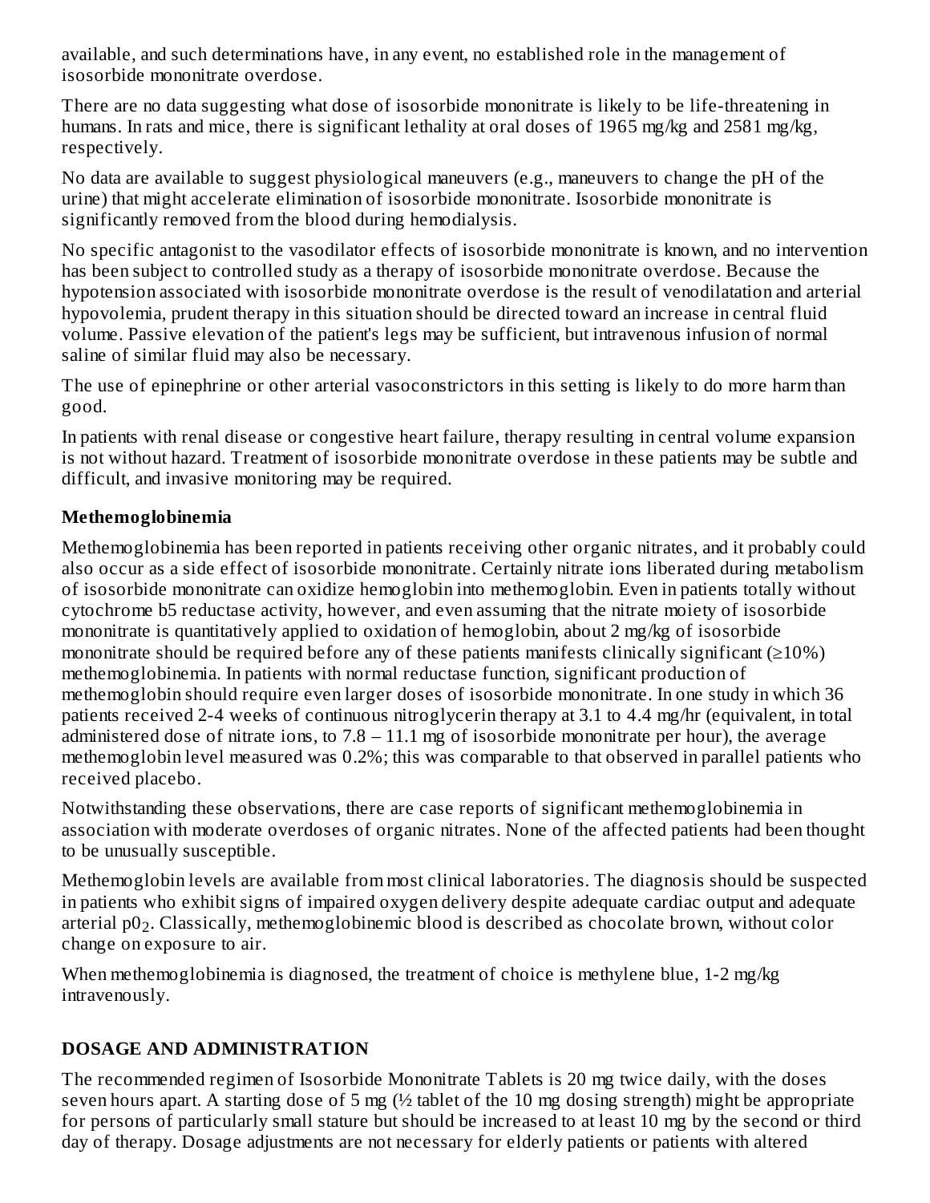available, and such determinations have, in any event, no established role in the management of isosorbide mononitrate overdose.

There are no data suggesting what dose of isosorbide mononitrate is likely to be life-threatening in humans. In rats and mice, there is significant lethality at oral doses of 1965 mg/kg and 2581 mg/kg, respectively.

No data are available to suggest physiological maneuvers (e.g., maneuvers to change the pH of the urine) that might accelerate elimination of isosorbide mononitrate. Isosorbide mononitrate is significantly removed from the blood during hemodialysis.

No specific antagonist to the vasodilator effects of isosorbide mononitrate is known, and no intervention has been subject to controlled study as a therapy of isosorbide mononitrate overdose. Because the hypotension associated with isosorbide mononitrate overdose is the result of venodilatation and arterial hypovolemia, prudent therapy in this situation should be directed toward an increase in central fluid volume. Passive elevation of the patient's legs may be sufficient, but intravenous infusion of normal saline of similar fluid may also be necessary.

The use of epinephrine or other arterial vasoconstrictors in this setting is likely to do more harm than good.

In patients with renal disease or congestive heart failure, therapy resulting in central volume expansion is not without hazard. Treatment of isosorbide mononitrate overdose in these patients may be subtle and difficult, and invasive monitoring may be required.

**Methemoglobinemia**

Methemoglobinemia has been reported in patients receiving other organic nitrates, and it probably could also occur as a side effect of isosorbide mononitrate. Certainly nitrate ions liberated during metabolism of isosorbide mononitrate can oxidize hemoglobin into methemoglobin. Even in patients totally without cytochrome b5 reductase activity, however, and even assuming that the nitrate moiety of isosorbide mononitrate is quantitatively applied to oxidation of hemoglobin, about 2 mg/kg of isosorbide mononitrate should be required before any of these patients manifests clinically significant (≥10%) methemoglobinemia. In patients with normal reductase function, significant production of methemoglobin should require even larger doses of isosorbide mononitrate. In one study in which 36 patients received 2-4 weeks of continuous nitroglycerin therapy at 3.1 to 4.4 mg/hr (equivalent, in total administered dose of nitrate ions, to 7.8 – 11.1 mg of isosorbide mononitrate per hour), the average methemoglobin level measured was 0.2%; this was comparable to that observed in parallel patients who received placebo.

Notwithstanding these observations, there are case reports of significant methemoglobinemia in association with moderate overdoses of organic nitrates. None of the affected patients had been thought to be unusually susceptible.

Methemoglobin levels are available from most clinical laboratories. The diagnosis should be suspected in patients who exhibit signs of impaired oxygen delivery despite adequate cardiac output and adequate arterial $p0_2$. Classically, methemoglobinemic blood is described as chocolate brown, without color change on exposure to air.

When methemoglobinemia is diagnosed, the treatment of choice is methylene blue, 1-2 mg/kg intravenously.

## DOSAGE AND ADMINISTRATION

The recommended regimen of Isosorbide Mononitrate Tablets is 20 mg twice daily, with the doses seven hours apart. A starting dose of 5 mg (½ tablet of the 10 mg dosing strength) might be appropriate for persons of particularly small stature but should be increased to at least 10 mg by the second or third day of therapy. Dosage adjustments are not necessary for elderly patients or patients with altered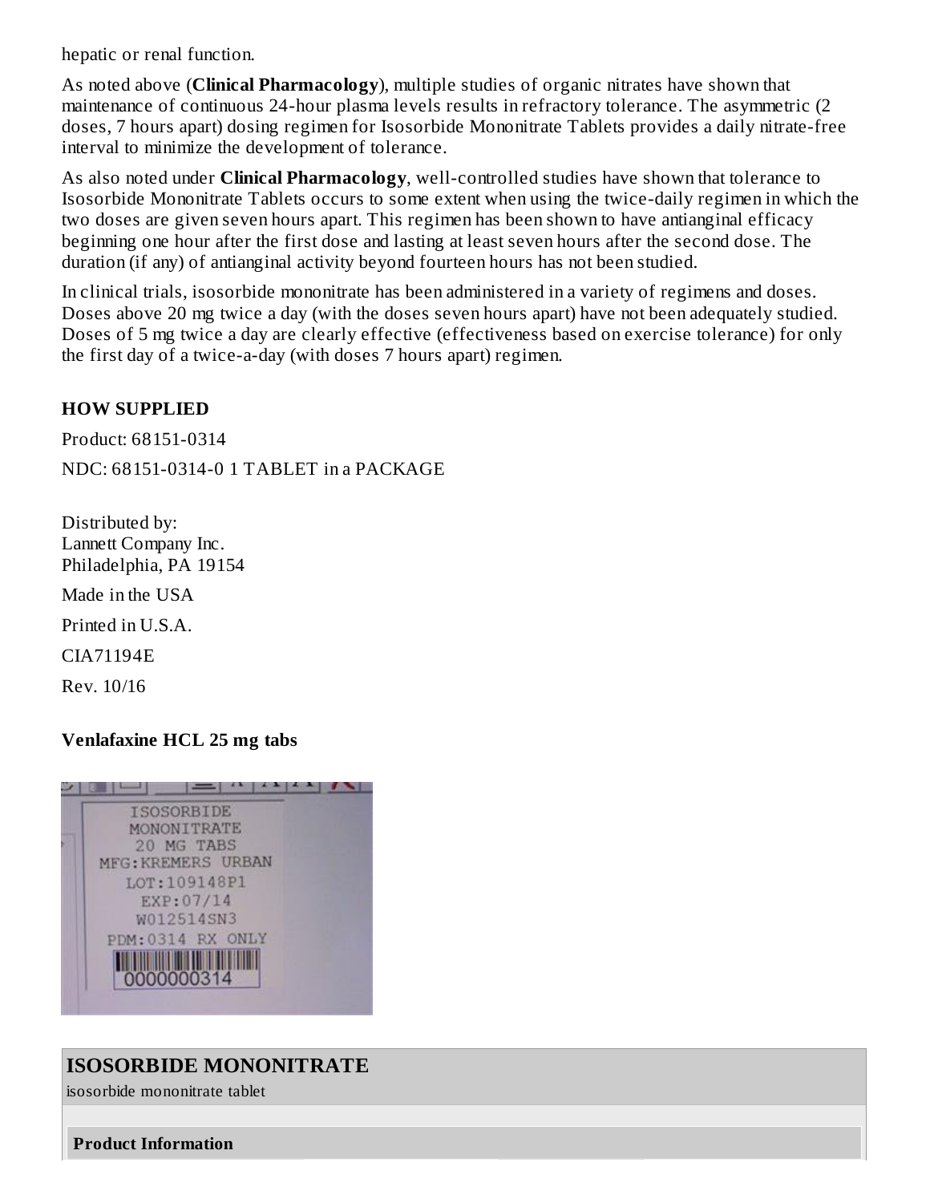hepatic or renal function.

As noted above (**Clinical Pharmacology**), multiple studies of organic nitrates have shown that maintenance of continuous 24-hour plasma levels results in refractory tolerance. The asymmetric (2 doses, 7 hours apart) dosing regimen for Isosorbide Mononitrate Tablets provides a daily nitrate-free interval to minimize the development of tolerance.

As also noted under **Clinical Pharmacology**, well-controlled studies have shown that tolerance to Isosorbide Mononitrate Tablets occurs to some extent when using the twice-daily regimen in which the two doses are given seven hours apart. This regimen has been shown to have antianginal efficacy beginning one hour after the first dose and lasting at least seven hours after the second dose. The duration (if any) of antianginal activity beyond fourteen hours has not been studied.

In clinical trials, isosorbide mononitrate has been administered in a variety of regimens and doses. Doses above 20 mg twice a day (with the doses seven hours apart) have not been adequately studied. Doses of 5 mg twice a day are clearly effective (effectiveness based on exercise tolerance) for only the first day of a twice-a-day (with doses 7 hours apart) regimen.

## HOW SUPPLIED

Product: 68151-0314

NDC: 68151-0314-0 1 TABLET in a PACKAGE

Distributed by:
Lannett Company Inc.
Philadelphia, PA 19154

Made in the USA

Printed in U.S.A.

CIA71194E

Rev. 10/16

**Venlafaxine HCL 25 mg tabs**

ISOSORBIDE MONONITRATE 20 MG TABS
MFG:KREMERS URBAN
LOT:109148P1
EXP:07/14
W012514SN3
PDM:0314 RX ONLY
0000000314

## ISOSORBIDE MONONITRATE

isosorbide mononitrate tablet

**Product Information**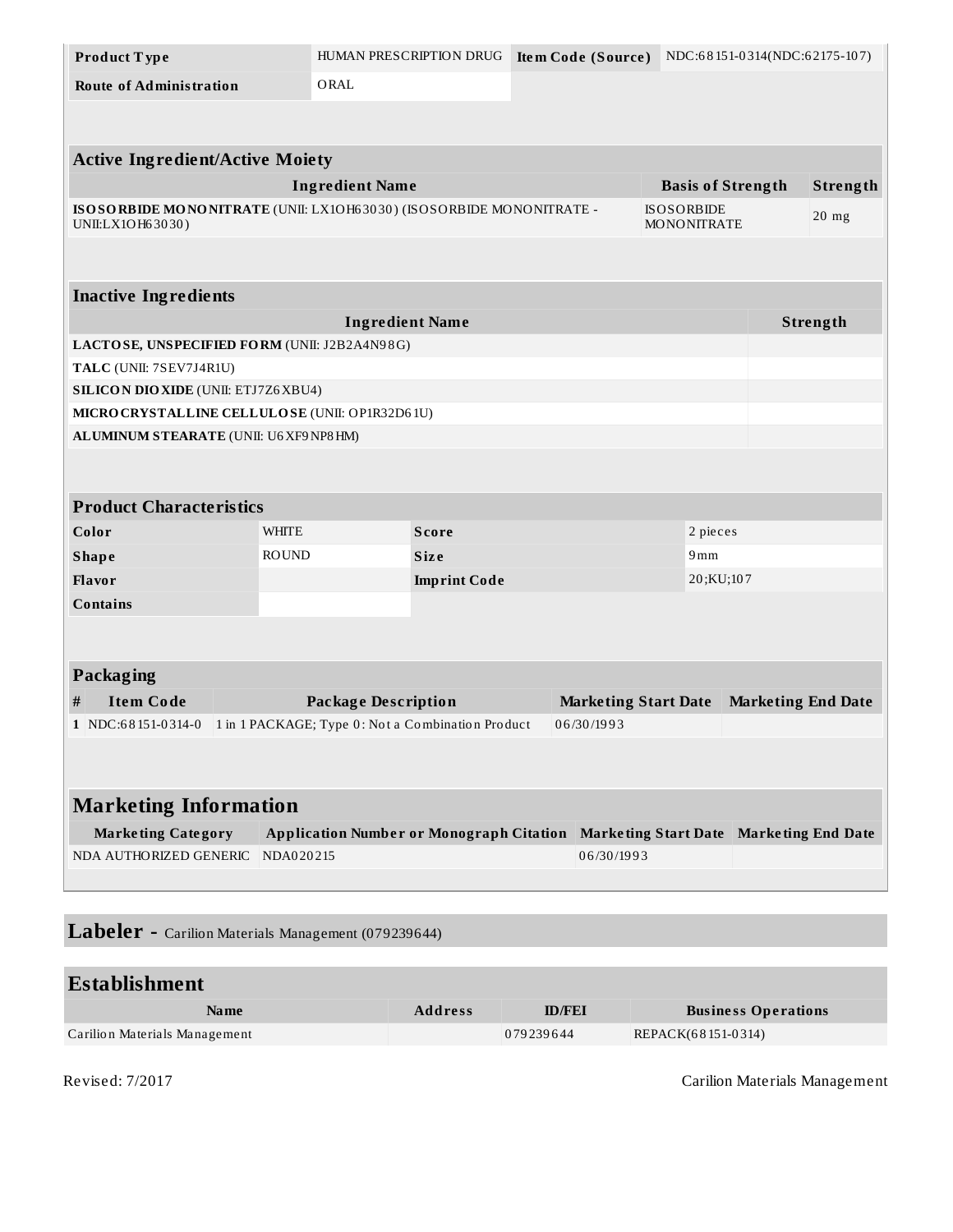| | | | |
|---|---|---|---|
| **Product Type** | HUMAN PRESCRIPTION DRUG | **Item Code (Source)** | NDC:68151-0314(NDC:62175-107) |
| **Route of Administration** | ORAL | | |

## Active Ingredient/Active Moiety

| Ingredient Name | Basis of Strength | Strength |
|---|---|---|
| **ISOSORBIDE MONONITRATE** (UNII: LX1OH63030) (ISOSORBIDE MONONITRATE - UNII:LX1OH63030) | ISOSORBIDE MONONITRATE | 20 mg |

## Inactive Ingredients

| Ingredient Name | Strength |
|---|---|
| **LACTOSE, UNSPECIFIED FORM** (UNII: J2B2A4N98G) | |
| **TALC** (UNII: 7SEV7J4R1U) | |
| **SILICON DIOXIDE** (UNII: ETJ7Z6XBU4) | |
| **MICROCRYSTALLINE CELLULOSE** (UNII: OP1R32D61U) | |
| **ALUMINUM STEARATE** (UNII: U6XF9NP8HM) | |

## Product Characteristics

| | | | |
|---|---|---|---|
| **Color** | WHITE | **Score** | 2 pieces |
| **Shape** | ROUND | **Size** | 9mm |
| **Flavor** | | **Imprint Code** | 20;KU;107 |
| **Contains** | | | |

## Packaging

| # | Item Code | Package Description | Marketing Start Date | Marketing End Date |
|---|---|---|---|---|
| 1 | NDC:68151-0314-0 | 1 in 1 PACKAGE; Type 0: Not a Combination Product | 06/30/1993 | |

## Marketing Information

| Marketing Category | Application Number or Monograph Citation | Marketing Start Date | Marketing End Date |
|---|---|---|---|
| NDA AUTHORIZED GENERIC | NDA020215 | 06/30/1993 | |

## Labeler - Carilion Materials Management (079239644)

## Establishment

| Name | Address | ID/FEI | Business Operations |
|---|---|---|---|
| Carilion Materials Management | | 079239644 | REPACK(68151-0314) |

Revised: 7/2017

Carilion Materials Management